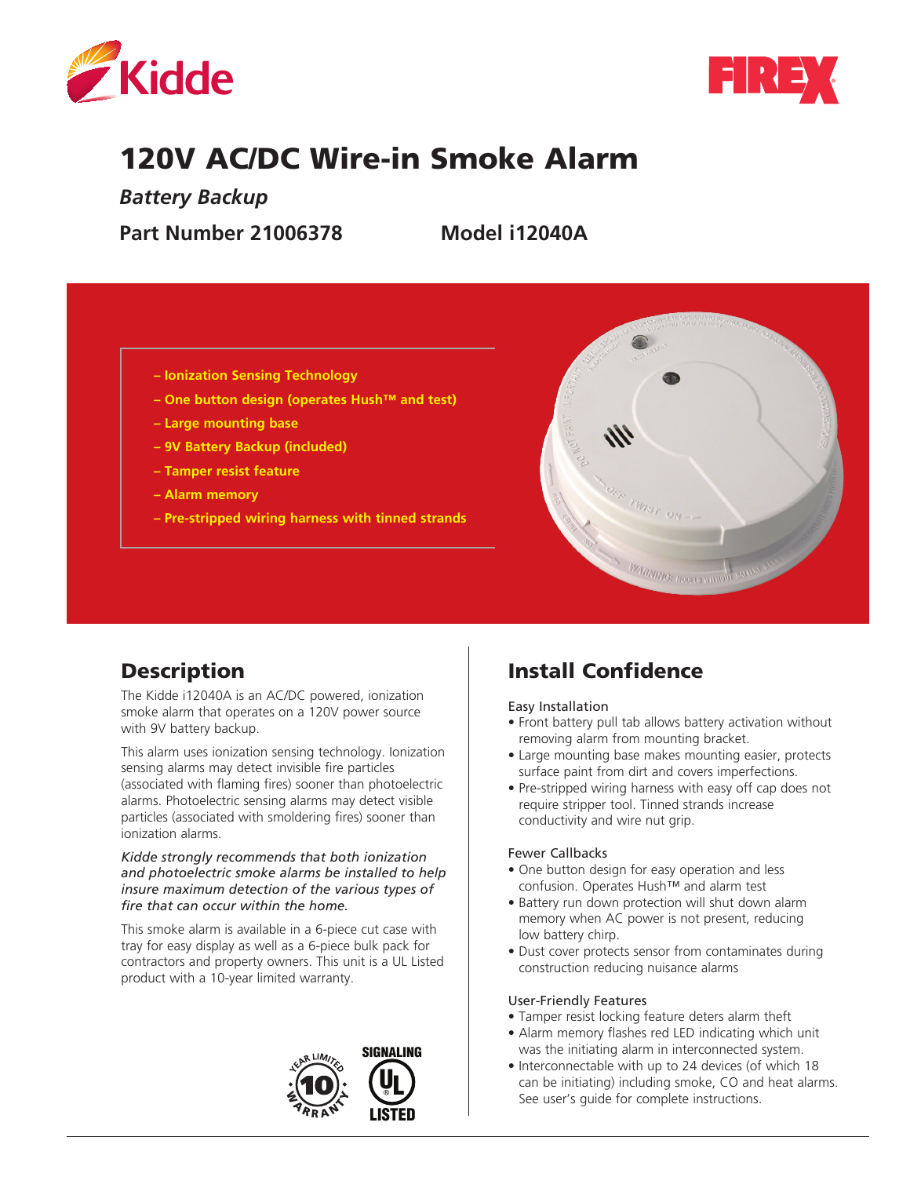# 120V AC/DC Wire-in Smoke Alarm

***Battery Backup***

**Part Number 21006378** **Model i12040A**

- Ionization Sensing Technology
- One button design (operates Hush™ and test)
- Large mounting base
- 9V Battery Backup (included)
- Tamper resist feature
- Alarm memory
- Pre-stripped wiring harness with tinned strands

## Description

The Kidde i12040A is an AC/DC powered, ionization smoke alarm that operates on a 120V power source with 9V battery backup.

This alarm uses ionization sensing technology. Ionization sensing alarms may detect invisible fire particles (associated with flaming fires) sooner than photoelectric alarms. Photoelectric sensing alarms may detect visible particles (associated with smoldering fires) sooner than ionization alarms.

*Kidde strongly recommends that both ionization and photoelectric smoke alarms be installed to help insure maximum detection of the various types of fire that can occur within the home.*

This smoke alarm is available in a 6-piece cut case with tray for easy display as well as a 6-piece bulk pack for contractors and property owners. This unit is a UL Listed product with a 10-year limited warranty.

## Install Confidence

Easy Installation

- Front battery pull tab allows battery activation without removing alarm from mounting bracket.
- Large mounting base makes mounting easier, protects surface paint from dirt and covers imperfections.
- Pre-stripped wiring harness with easy off cap does not require stripper tool. Tinned strands increase conductivity and wire nut grip.

Fewer Callbacks

- One button design for easy operation and less confusion. Operates Hush™ and alarm test
- Battery run down protection will shut down alarm memory when AC power is not present, reducing low battery chirp.
- Dust cover protects sensor from contaminates during construction reducing nuisance alarms

User-Friendly Features

- Tamper resist locking feature deters alarm theft
- Alarm memory flashes red LED indicating which unit was the initiating alarm in interconnected system.
- Interconnectable with up to 24 devices (of which 18 can be initiating) including smoke, CO and heat alarms. See user's guide for complete instructions.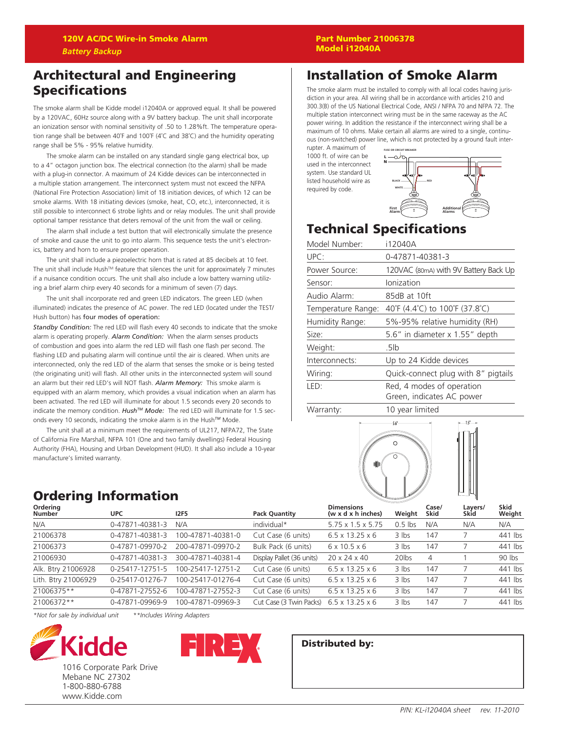**120V AC/DC Wire-in Smoke Alarm**
*Battery Backup*

**Part Number 21006378**
**Model i12040A**

## Architectural and Engineering Specifications

The smoke alarm shall be Kidde model i12040A or approved equal. It shall be powered by a 120VAC, 60Hz source along with a 9V battery backup. The unit shall incorporate an ionization sensor with nominal sensitivity of .50 to 1.28%ft. The temperature operation range shall be between 40˚F and 100˚F (4˚C and 38˚C) and the humidity operating range shall be 5% - 95% relative humidity.

The smoke alarm can be installed on any standard single gang electrical box, up to a 4" octagon junction box. The electrical connection (to the alarm) shall be made with a plug-in connector. A maximum of 24 Kidde devices can be interconnected in a multiple station arrangement. The interconnect system must not exceed the NFPA (National Fire Protection Association) limit of 18 initiation devices, of which 12 can be smoke alarms. With 18 initiating devices (smoke, heat, CO, etc.), interconnected, it is still possible to interconnect 6 strobe lights and or relay modules. The unit shall provide optional tamper resistance that deters removal of the unit from the wall or ceiling.

The alarm shall include a test button that will electronically simulate the presence of smoke and cause the unit to go into alarm. This sequence tests the unit's electronics, battery and horn to ensure proper operation.

The unit shall include a piezoelectric horn that is rated at 85 decibels at 10 feet. The unit shall include Hush™ feature that silences the unit for approximately 7 minutes if a nuisance condition occurs. The unit shall also include a low battery warning utilizing a brief alarm chirp every 40 seconds for a minimum of seven (7) days.

The unit shall incorporate red and green LED indicators. The green LED (when illuminated) indicates the presence of AC power. The red LED (located under the TEST/Hush button) has four modes of operation:

*Standby Condition:* The red LED will flash every 40 seconds to indicate that the smoke alarm is operating properly. ***Alarm Condition:*** When the alarm senses products of combustion and goes into alarm the red LED will flash one flash per second. The flashing LED and pulsating alarm will continue until the air is cleared. When units are interconnected, only the red LED of the alarm that senses the smoke or is being tested (the originating unit) will flash. All other units in the interconnected system will sound an alarm but their red LED's will NOT flash. ***Alarm Memory:*** This smoke alarm is equipped with an alarm memory, which provides a visual indication when an alarm has been activated. The red LED will illuminate for about 1.5 seconds every 20 seconds to indicate the memory condition. ***Hush™ Mode:*** The red LED will illuminate for 1.5 seconds every 10 seconds, indicating the smoke alarm is in the Hush™ Mode.

The unit shall at a minimum meet the requirements of UL217, NFPA72, The State of California Fire Marshall, NFPA 101 (One and two family dwellings) Federal Housing Authority (FHA), Housing and Urban Development (HUD). It shall also include a 10-year manufacture's limited warranty.

## Installation of Smoke Alarm

The smoke alarm must be installed to comply with all local codes having jurisdiction in your area. All wiring shall be in accordance with articles 210 and 300.3(B) of the US National Electrical Code, ANSI / NFPA 70 and NFPA 72. The multiple station interconnect wiring must be in the same raceway as the AC power wiring. In addition the resistance if the interconnect wiring shall be a maximum of 10 ohms. Make certain all alarms are wired to a single, continuous (non-switched) power line, which is not protected by a ground fault interrupter. A maximum of 1000 ft. of wire can be used in the interconnect system. Use standard UL listed household wire as required by code.

FUSE OR CIRCUIT BREAKER
L
N
BLACK
WHITE
RED
First Alarm
Additional Alarms

## Technical Specifications

| | |
|---|---|
| Model Number: | i12040A |
| UPC: | 0-47871-40381-3 |
| Power Source: | 120VAC (80mA) with 9V Battery Back Up |
| Sensor: | Ionization |
| Audio Alarm: | 85dB at 10ft |
| Temperature Range: | 40˚F (4.4˚C) to 100˚F (37.8˚C) |
| Humidity Range: | 5%-95% relative humidity (RH) |
| Size: | 5.6" in diameter x 1.55" depth |
| Weight: | .5lb |
| Interconnects: | Up to 24 Kidde devices |
| Wiring: | Quick-connect plug with 8" pigtails |
| LED: | Red, 4 modes of operation<br>Green, indicates AC power |
| Warranty: | 10 year limited |

5.6"
1.5"

## Ordering Information

| Ordering Number | UPC | I2F5 | Pack Quantity | Dimensions (w x d x h inches) | Weight | Case/ Skid | Layers/ Skid | Skid Weight |
|---|---|---|---|---|---|---|---|---|
| N/A | 0-47871-40381-3 | N/A | individual* | 5.75 x 1.5 x 5.75 | 0.5 lbs | N/A | N/A | N/A |
| 21006378 | 0-47871-40381-3 | 100-47871-40381-0 | Cut Case (6 units) | 6.5 x 13.25 x 6 | 3 lbs | 147 | 7 | 441 lbs |
| 21006373 | 0-47871-09970-2 | 200-47871-09970-2 | Bulk Pack (6 units) | 6 x 10.5 x 6 | 3 lbs | 147 | 7 | 441 lbs |
| 21006930 | 0-47871-40381-3 | 300-47871-40381-4 | Display Pallet (36 units) | 20 x 24 x 40 | 20lbs | 4 | 1 | 90 lbs |
| Alk. Btry 21006928 | 0-25417-12751-5 | 100-25417-12751-2 | Cut Case (6 units) | 6.5 x 13.25 x 6 | 3 lbs | 147 | 7 | 441 lbs |
| Lith. Btry 21006929 | 0-25417-01276-7 | 100-25417-01276-4 | Cut Case (6 units) | 6.5 x 13.25 x 6 | 3 lbs | 147 | 7 | 441 lbs |
| 21006375** | 0-47871-27552-6 | 100-47871-27552-3 | Cut Case (6 units) | 6.5 x 13.25 x 6 | 3 lbs | 147 | 7 | 441 lbs |
| 21006372** | 0-47871-09969-9 | 100-47871-09969-3 | Cut Case (3 Twin Packs) | 6.5 x 13.25 x 6 | 3 lbs | 147 | 7 | 441 lbs |

*Not for sale by individual unit* *\*\*Includes Wiring Adapters*

Kidde
1016 Corporate Park Drive
Mebane NC 27302
1-800-880-6788
www.Kidde.com

FIREX

**Distributed by:**

P/N: KL-i12040A sheet rev. 11-2010